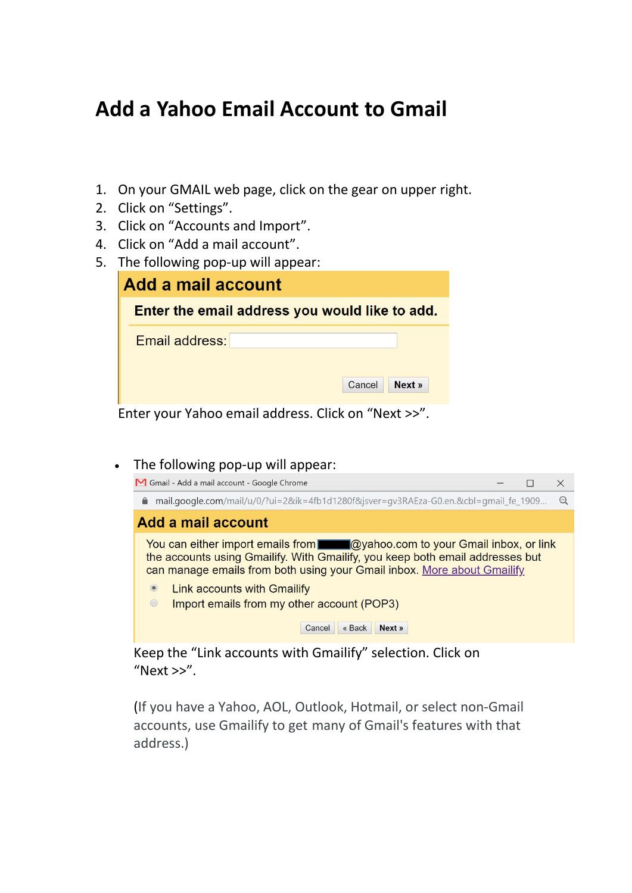# Add a Yahoo Email Account to Gmail

1. On your GMAIL web page, click on the gear on upper right.
2. Click on “Settings”.
3. Click on “Accounts and Import”.
4. Click on “Add a mail account”.
5. The following pop-up will appear:

   **Add a mail account**

   **Enter the email address you would like to add.**

   Email address:

   Cancel | **Next »**

   Enter your Yahoo email address. Click on “Next >>”.

- The following pop-up will appear:

  Gmail - Add a mail account - Google Chrome

  mail.google.com/mail/u/0/?ui=2&ik=4fb1d1280f&jsver=gv3RAEza-G0.en.&cbl=gmail_fe_1909...

  **Add a mail account**

  You can either import emails from ████@yahoo.com to your Gmail inbox, or link the accounts using Gmailify. With Gmailify, you keep both email addresses but can manage emails from both using your Gmail inbox. More about Gmailify

  - Link accounts with Gmailify
  - Import emails from my other account (POP3)

  Cancel | « Back | **Next »**

  Keep the “Link accounts with Gmailify” selection. Click on “Next >>”.

  (If you have a Yahoo, AOL, Outlook, Hotmail, or select non-Gmail accounts, use Gmailify to get many of Gmail's features with that address.)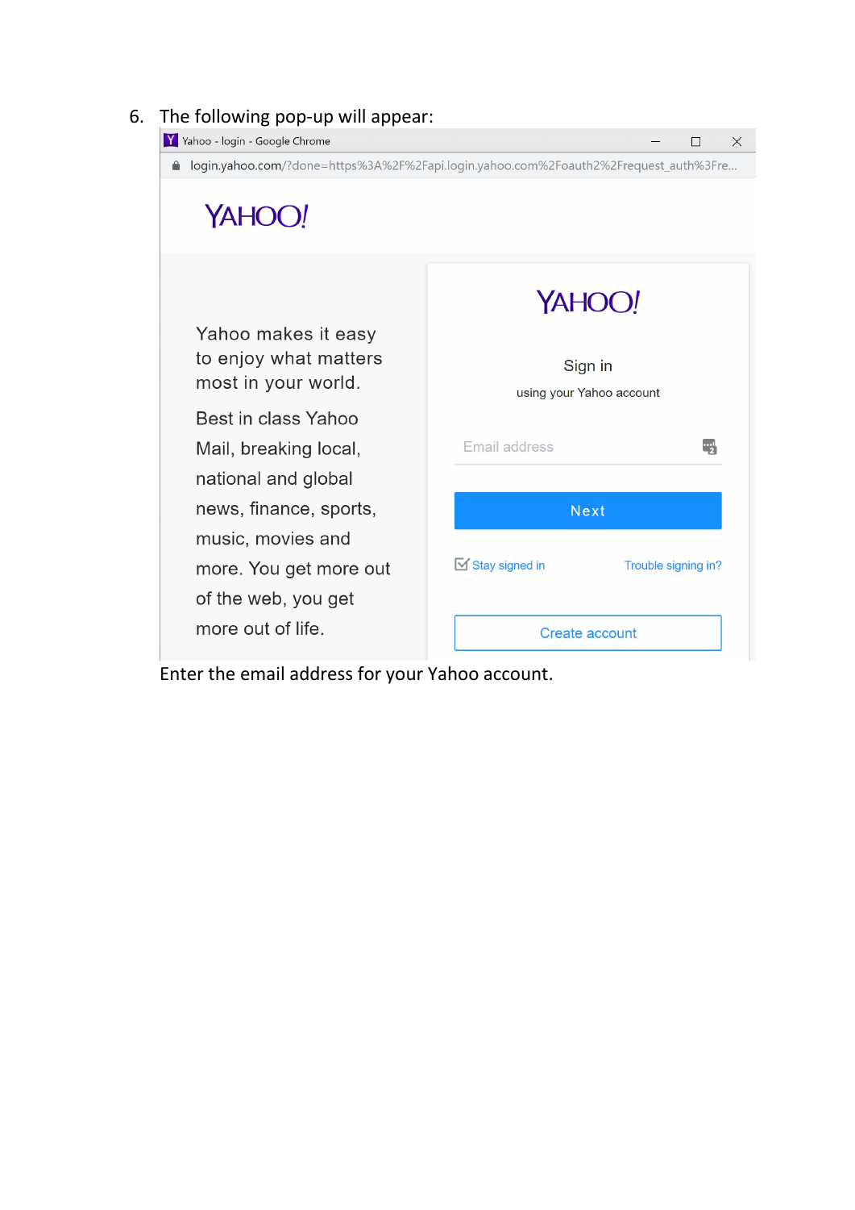6. The following pop-up will appear:

Enter the email address for your Yahoo account.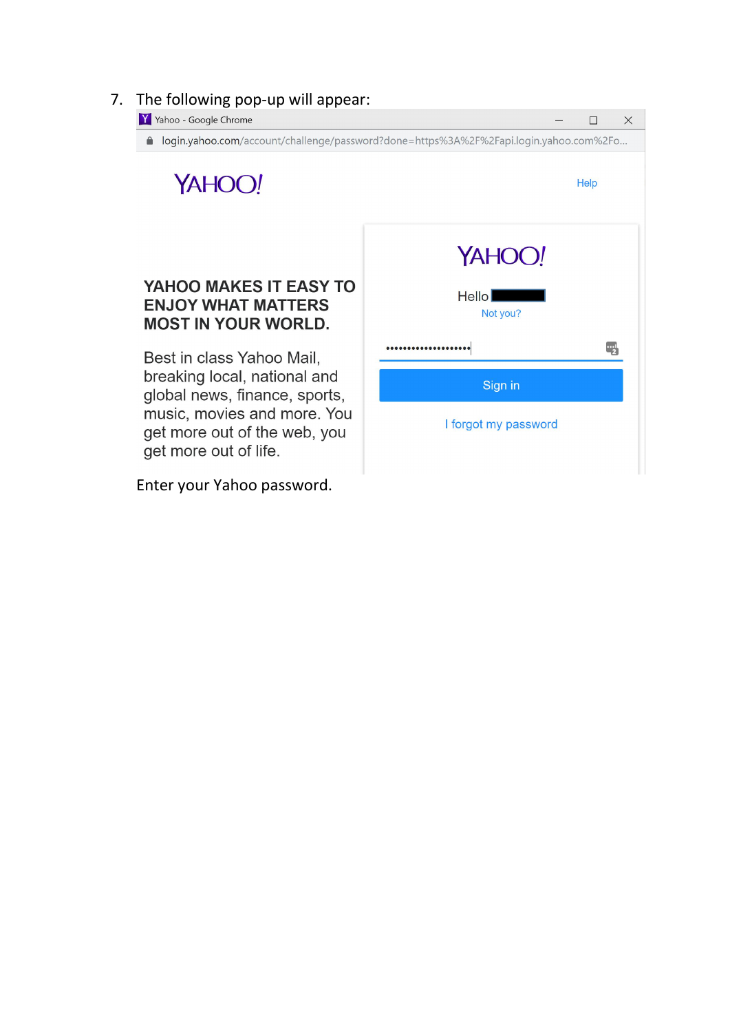7. The following pop-up will appear:

Yahoo - Google Chrome

login.yahoo.com/account/challenge/password?done=https%3A%2F%2Fapi.login.yahoo.com%2Fo...

YAHOO!

Help

YAHOO MAKES IT EASY TO ENJOY WHAT MATTERS MOST IN YOUR WORLD.

Best in class Yahoo Mail, breaking local, national and global news, finance, sports, music, movies and more. You get more out of the web, you get more out of life.

YAHOO!

Hello

Not you?

Sign in

I forgot my password

Enter your Yahoo password.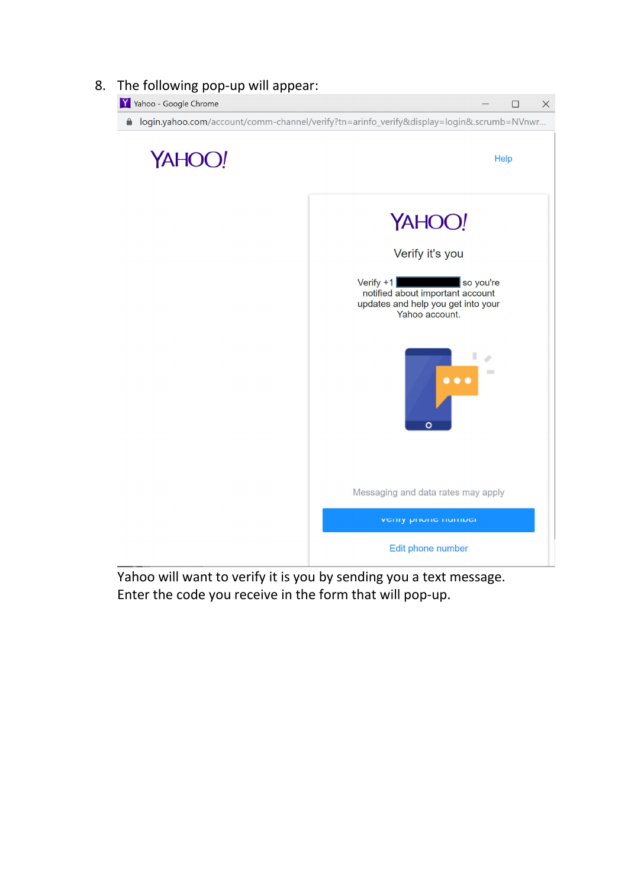8. The following pop-up will appear:

Yahoo will want to verify it is you by sending you a text message. Enter the code you receive in the form that will pop-up.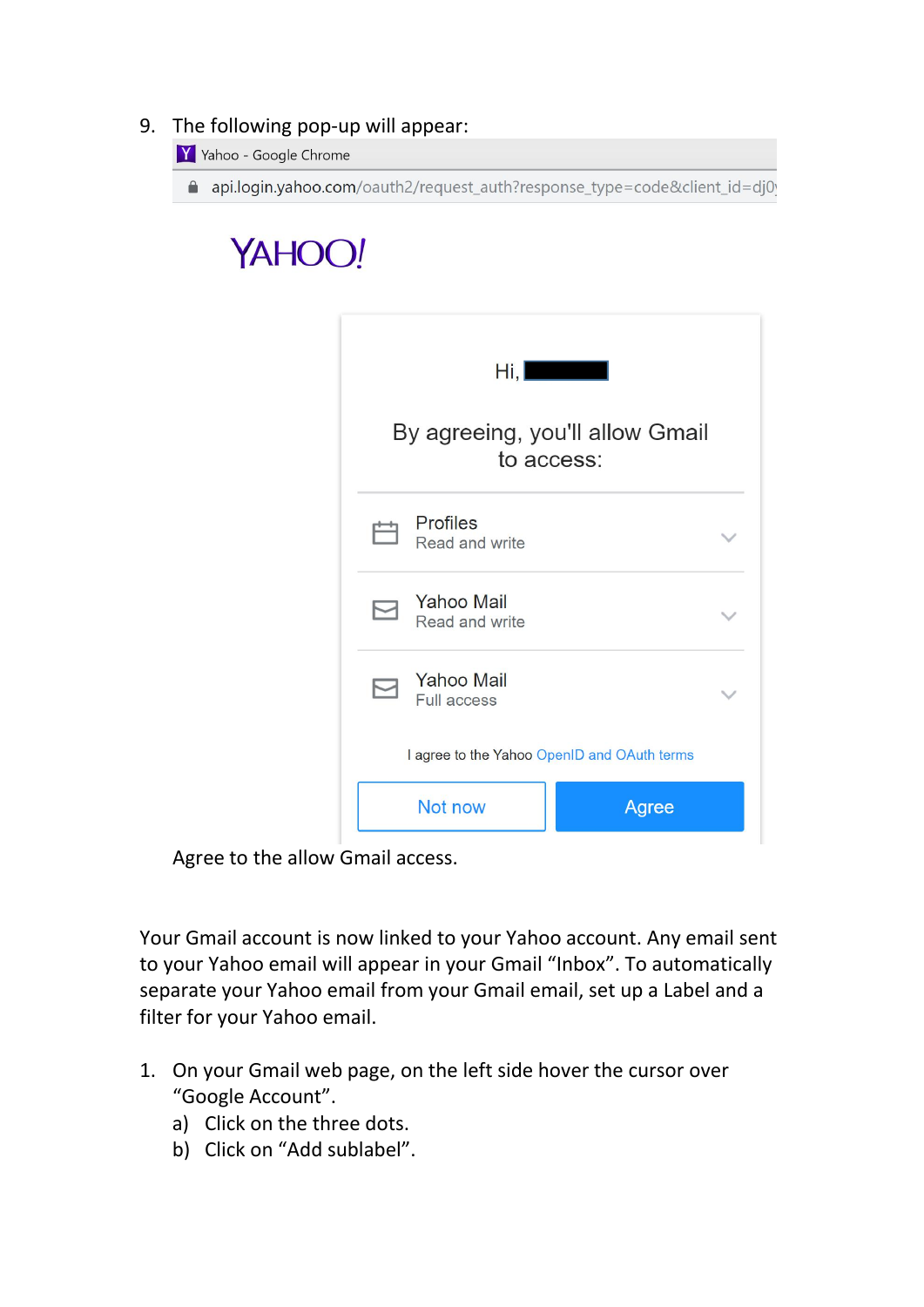9. The following pop-up will appear:

Yahoo - Google Chrome

api.login.yahoo.com/oauth2/request_auth?response_type=code&client_id=dj0

YAHOO!

Hi,

By agreeing, you'll allow Gmail to access:

Profiles
Read and write

Yahoo Mail
Read and write

Yahoo Mail
Full access

I agree to the Yahoo OpenID and OAuth terms

Not now | Agree

Agree to the allow Gmail access.

Your Gmail account is now linked to your Yahoo account. Any email sent to your Yahoo email will appear in your Gmail "Inbox". To automatically separate your Yahoo email from your Gmail email, set up a Label and a filter for your Yahoo email.

1. On your Gmail web page, on the left side hover the cursor over "Google Account".
   a) Click on the three dots.
   b) Click on "Add sublabel".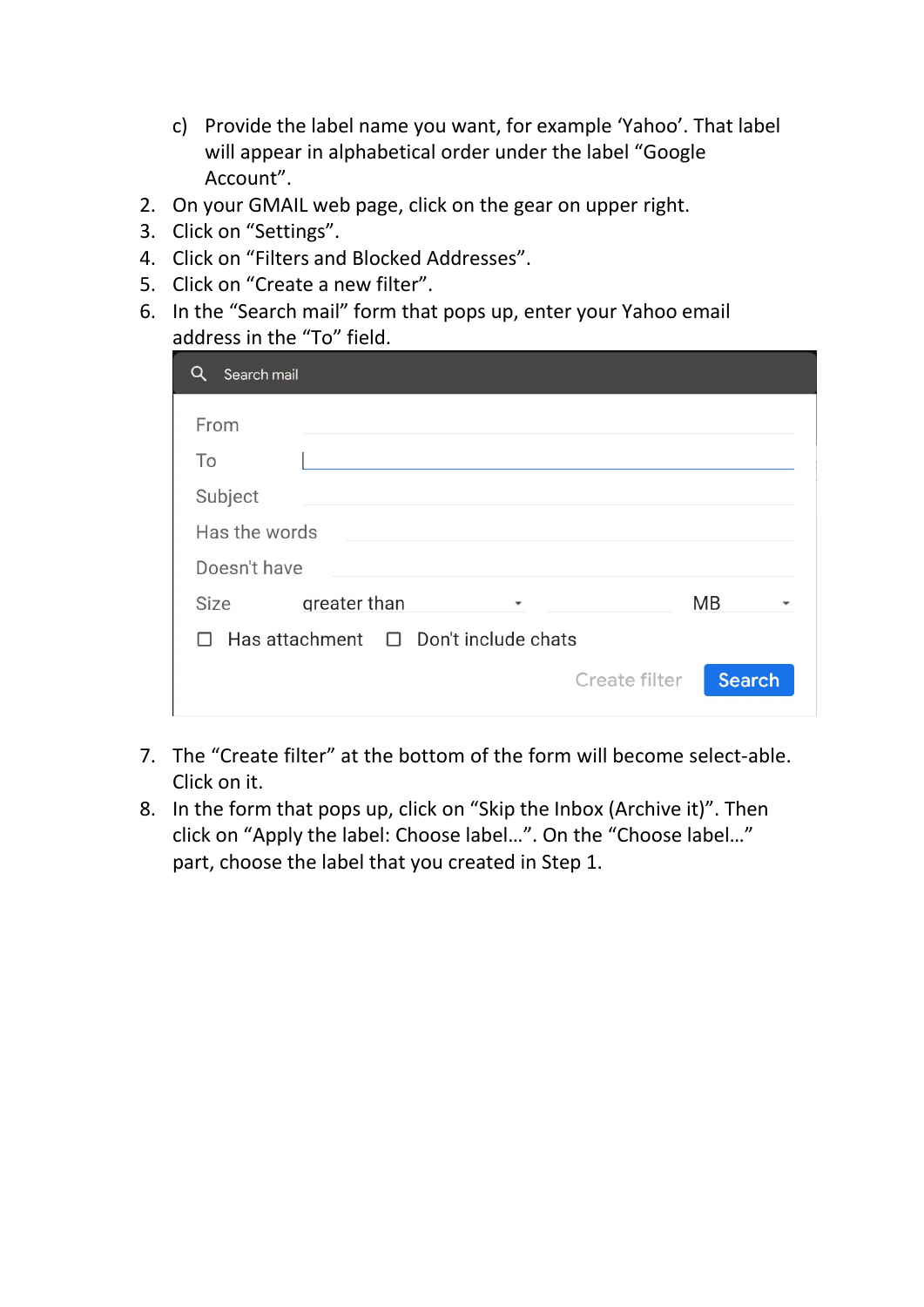c) Provide the label name you want, for example 'Yahoo'. That label will appear in alphabetical order under the label "Google Account".

2. On your GMAIL web page, click on the gear on upper right.
3. Click on "Settings".
4. Click on "Filters and Blocked Addresses".
5. Click on "Create a new filter".
6. In the "Search mail" form that pops up, enter your Yahoo email address in the "To" field.
7. The "Create filter" at the bottom of the form will become select-able. Click on it.
8. In the form that pops up, click on "Skip the Inbox (Archive it)". Then click on "Apply the label: Choose label…". On the "Choose label…" part, choose the label that you created in Step 1.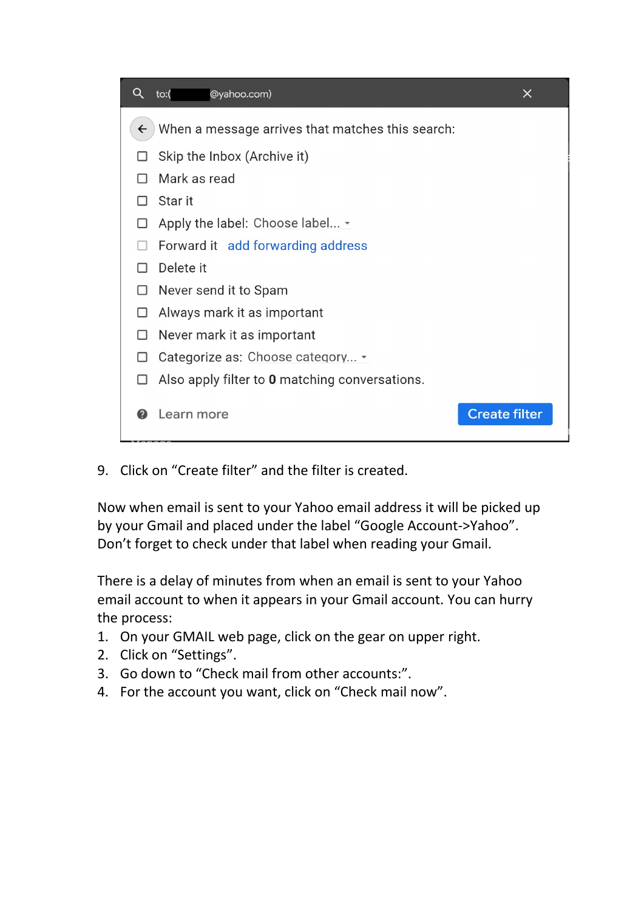to:( @yahoo.com)

When a message arrives that matches this search:

- Skip the Inbox (Archive it)
- Mark as read
- Star it
- Apply the label: Choose label...
- Forward it add forwarding address
- Delete it
- Never send it to Spam
- Always mark it as important
- Never mark it as important
- Categorize as: Choose category...
- Also apply filter to **0** matching conversations.

Learn more Create filter

9. Click on "Create filter" and the filter is created.

Now when email is sent to your Yahoo email address it will be picked up by your Gmail and placed under the label "Google Account->Yahoo". Don't forget to check under that label when reading your Gmail.

There is a delay of minutes from when an email is sent to your Yahoo email account to when it appears in your Gmail account. You can hurry the process:

1. On your GMAIL web page, click on the gear on upper right.
2. Click on "Settings".
3. Go down to "Check mail from other accounts:".
4. For the account you want, click on "Check mail now".